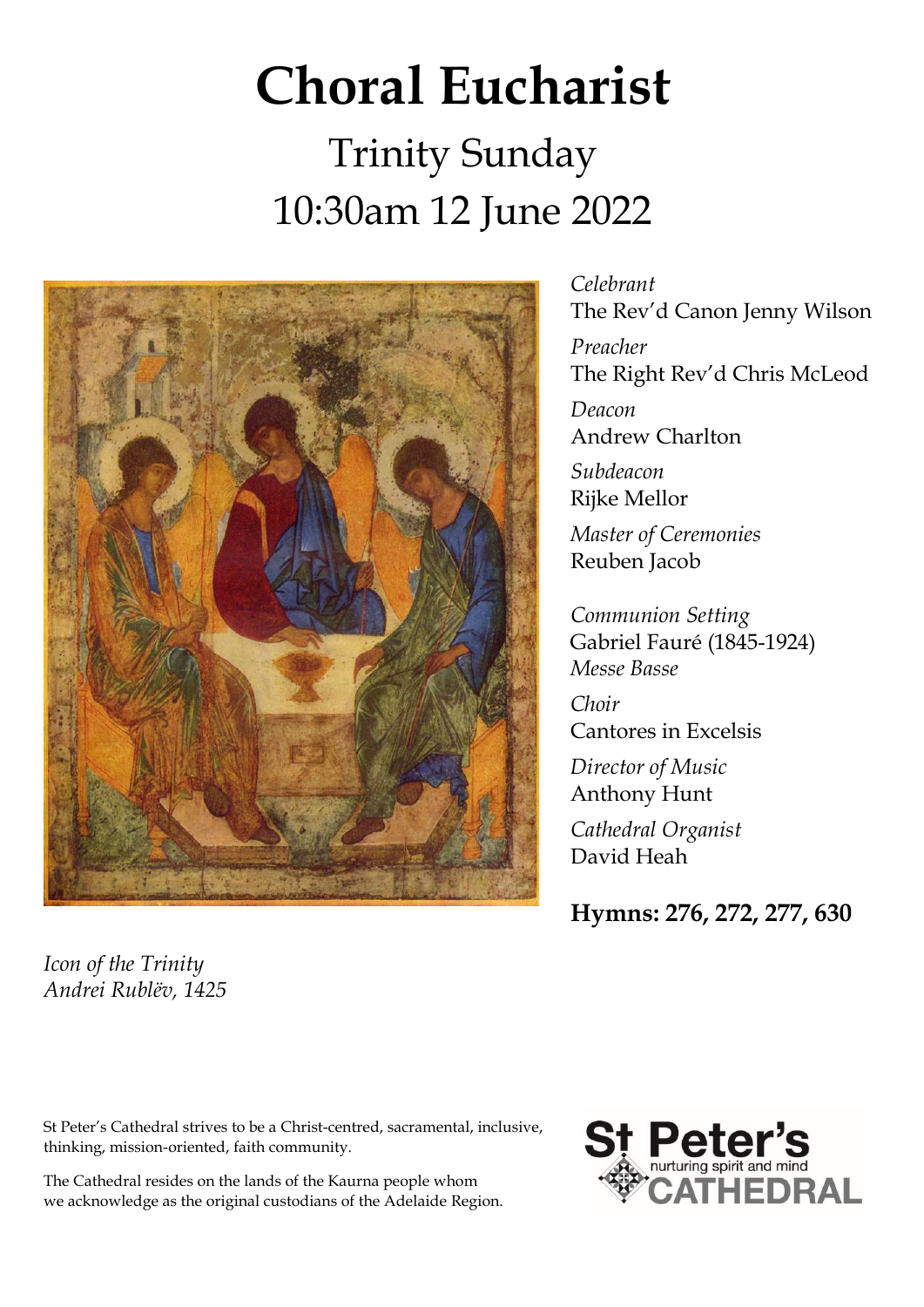# Choral Eucharist

## Trinity Sunday
## 10:30am 12 June 2022

*Icon of the Trinity*
*Andrei Rublëv, 1425*

*Celebrant*
The Rev'd Canon Jenny Wilson

*Preacher*
The Right Rev'd Chris McLeod

*Deacon*
Andrew Charlton

*Subdeacon*
Rijke Mellor

*Master of Ceremonies*
Reuben Jacob

*Communion Setting*
Gabriel Fauré (1845-1924)
*Messe Basse*

*Choir*
Cantores in Excelsis

*Director of Music*
Anthony Hunt

*Cathedral Organist*
David Heah

**Hymns: 276, 272, 277, 630**

St Peter's Cathedral strives to be a Christ-centred, sacramental, inclusive, thinking, mission-oriented, faith community.

The Cathedral resides on the lands of the Kaurna people whom we acknowledge as the original custodians of the Adelaide Region.

St Peter's
nurturing spirit and mind
CATHEDRAL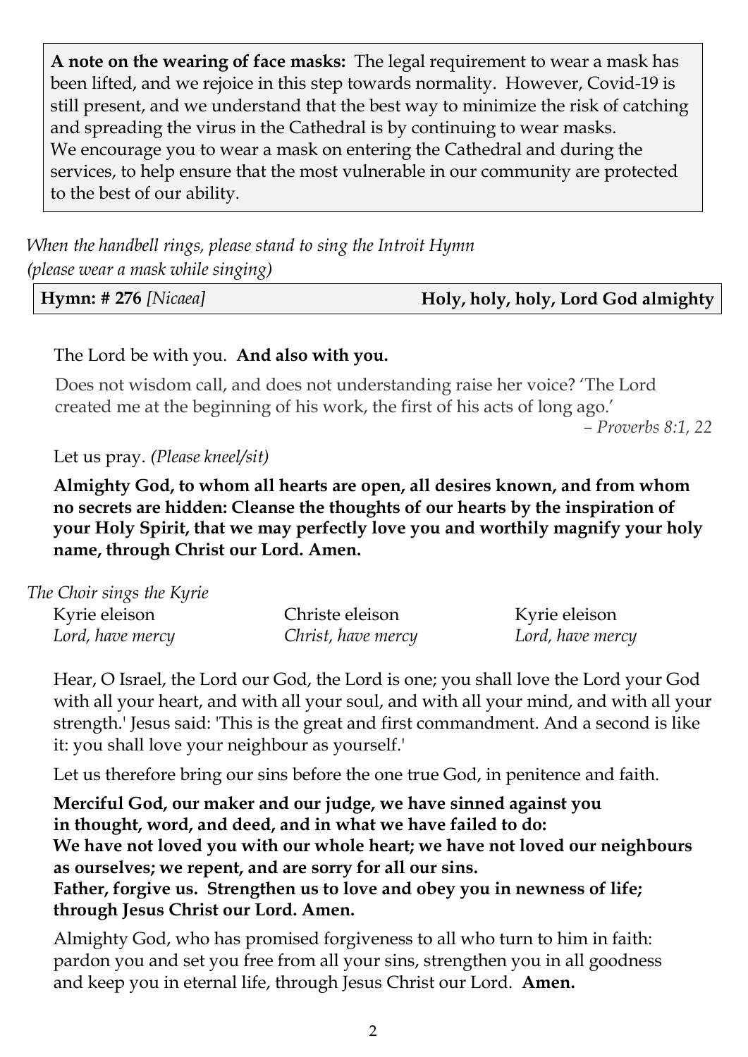**A note on the wearing of face masks:** The legal requirement to wear a mask has been lifted, and we rejoice in this step towards normality. However, Covid-19 is still present, and we understand that the best way to minimize the risk of catching and spreading the virus in the Cathedral is by continuing to wear masks. We encourage you to wear a mask on entering the Cathedral and during the services, to help ensure that the most vulnerable in our community are protected to the best of our ability.

*When the handbell rings, please stand to sing the Introit Hymn*
*(please wear a mask while singing)*

**Hymn: # 276** *[Nicaea]* **Holy, holy, holy, Lord God almighty**

The Lord be with you. **And also with you.**

Does not wisdom call, and does not understanding raise her voice? 'The Lord created me at the beginning of his work, the first of his acts of long ago.'
*– Proverbs 8:1, 22*

Let us pray. *(Please kneel/sit)*

**Almighty God, to whom all hearts are open, all desires known, and from whom no secrets are hidden: Cleanse the thoughts of our hearts by the inspiration of your Holy Spirit, that we may perfectly love you and worthily magnify your holy name, through Christ our Lord. Amen.**

*The Choir sings the Kyrie*

| Kyrie eleison | Christe eleison | Kyrie eleison |
|---|---|---|
| *Lord, have mercy* | *Christ, have mercy* | *Lord, have mercy* |

Hear, O Israel, the Lord our God, the Lord is one; you shall love the Lord your God with all your heart, and with all your soul, and with all your mind, and with all your strength.' Jesus said: 'This is the great and first commandment. And a second is like it: you shall love your neighbour as yourself.'

Let us therefore bring our sins before the one true God, in penitence and faith.

**Merciful God, our maker and our judge, we have sinned against you in thought, word, and deed, and in what we have failed to do:**
**We have not loved you with our whole heart; we have not loved our neighbours as ourselves; we repent, and are sorry for all our sins.**
**Father, forgive us. Strengthen us to love and obey you in newness of life; through Jesus Christ our Lord. Amen.**

Almighty God, who has promised forgiveness to all who turn to him in faith: pardon you and set you free from all your sins, strengthen you in all goodness and keep you in eternal life, through Jesus Christ our Lord. **Amen.**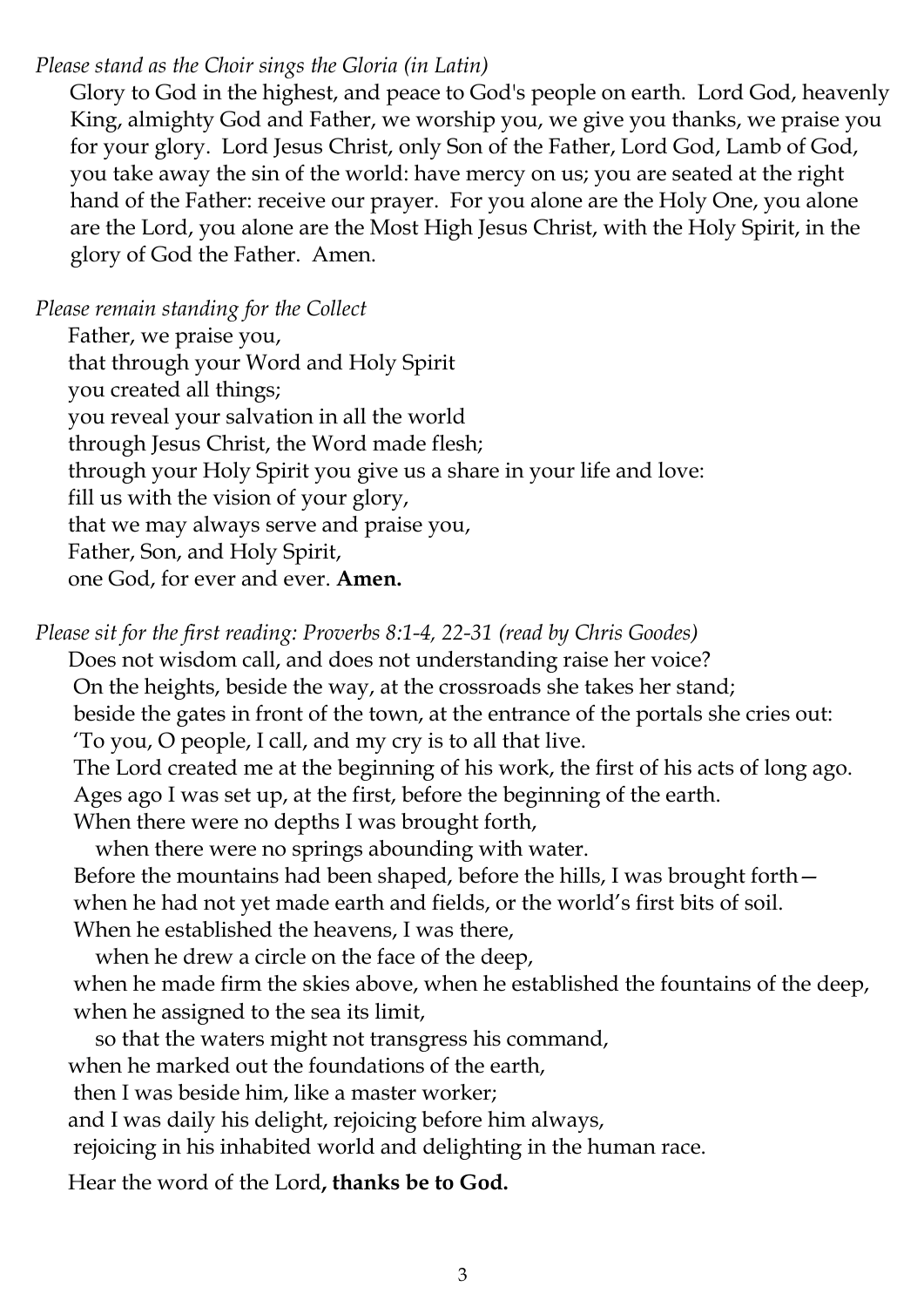*Please stand as the Choir sings the Gloria (in Latin)*

Glory to God in the highest, and peace to God's people on earth. Lord God, heavenly King, almighty God and Father, we worship you, we give you thanks, we praise you for your glory. Lord Jesus Christ, only Son of the Father, Lord God, Lamb of God, you take away the sin of the world: have mercy on us; you are seated at the right hand of the Father: receive our prayer. For you alone are the Holy One, you alone are the Lord, you alone are the Most High Jesus Christ, with the Holy Spirit, in the glory of God the Father. Amen.

*Please remain standing for the Collect*

Father, we praise you,  
that through your Word and Holy Spirit  
you created all things;  
you reveal your salvation in all the world  
through Jesus Christ, the Word made flesh;  
through your Holy Spirit you give us a share in your life and love:  
fill us with the vision of your glory,  
that we may always serve and praise you,  
Father, Son, and Holy Spirit,  
one God, for ever and ever. **Amen.**

*Please sit for the first reading: Proverbs 8:1-4, 22-31 (read by Chris Goodes)*

Does not wisdom call, and does not understanding raise her voice?  
On the heights, beside the way, at the crossroads she takes her stand;  
beside the gates in front of the town, at the entrance of the portals she cries out:  
'To you, O people, I call, and my cry is to all that live.  
The Lord created me at the beginning of his work, the first of his acts of long ago.  
Ages ago I was set up, at the first, before the beginning of the earth.  
When there were no depths I was brought forth,  
when there were no springs abounding with water.  
Before the mountains had been shaped, before the hills, I was brought forth—  
when he had not yet made earth and fields, or the world's first bits of soil.  
When he established the heavens, I was there,  
when he drew a circle on the face of the deep,  
when he made firm the skies above, when he established the fountains of the deep,  
when he assigned to the sea its limit,  
so that the waters might not transgress his command,  
when he marked out the foundations of the earth,  
then I was beside him, like a master worker;  
and I was daily his delight, rejoicing before him always,  
rejoicing in his inhabited world and delighting in the human race.

Hear the word of the Lord**, thanks be to God.**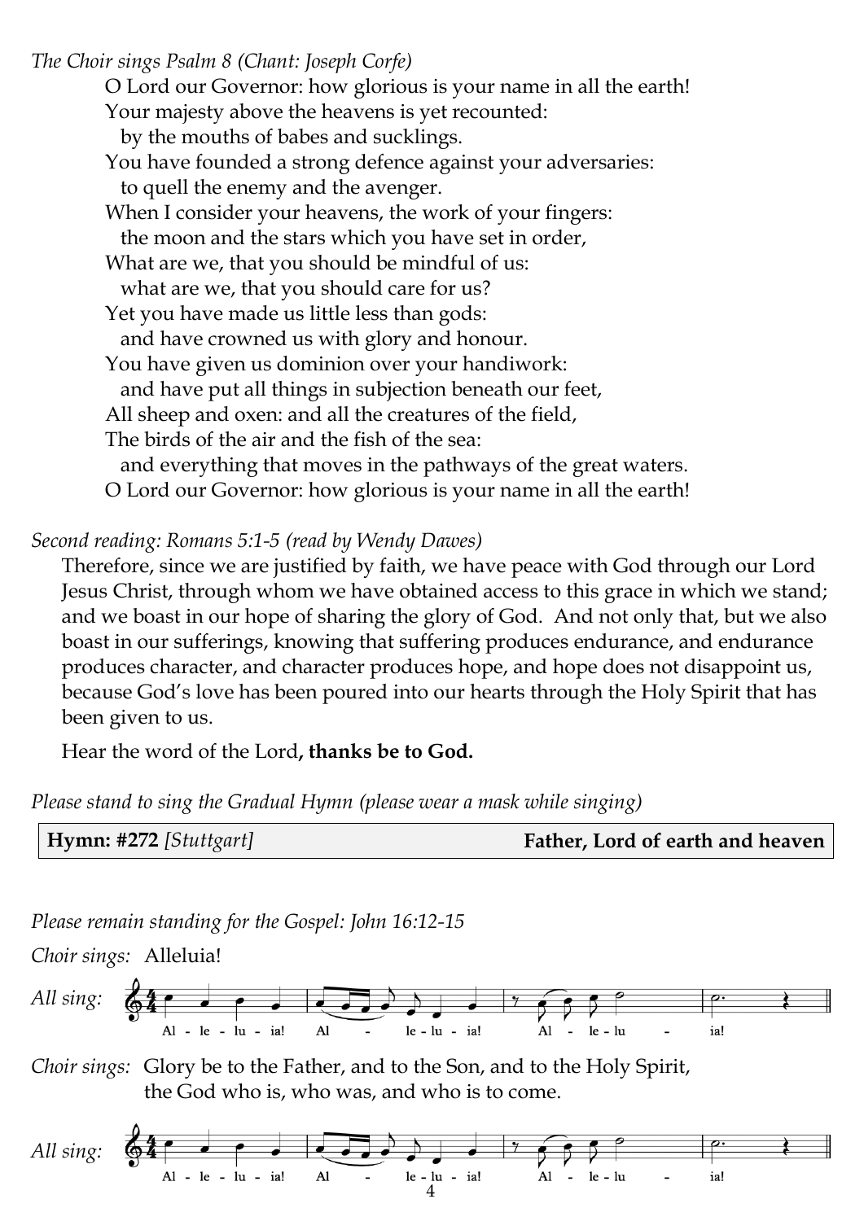*The Choir sings Psalm 8 (Chant: Joseph Corfe)*

O Lord our Governor: how glorious is your name in all the earth!
Your majesty above the heavens is yet recounted:
  by the mouths of babes and sucklings.
You have founded a strong defence against your adversaries:
  to quell the enemy and the avenger.
When I consider your heavens, the work of your fingers:
  the moon and the stars which you have set in order,
What are we, that you should be mindful of us:
  what are we, that you should care for us?
Yet you have made us little less than gods:
  and have crowned us with glory and honour.
You have given us dominion over your handiwork:
  and have put all things in subjection beneath our feet,
All sheep and oxen: and all the creatures of the field,
The birds of the air and the fish of the sea:
  and everything that moves in the pathways of the great waters.
O Lord our Governor: how glorious is your name in all the earth!

*Second reading: Romans 5:1-5 (read by Wendy Dawes)*

Therefore, since we are justified by faith, we have peace with God through our Lord Jesus Christ, through whom we have obtained access to this grace in which we stand; and we boast in our hope of sharing the glory of God. And not only that, but we also boast in our sufferings, knowing that suffering produces endurance, and endurance produces character, and character produces hope, and hope does not disappoint us, because God's love has been poured into our hearts through the Holy Spirit that has been given to us.

Hear the word of the Lord**, thanks be to God.**

*Please stand to sing the Gradual Hymn (please wear a mask while singing)*

**Hymn: #272** *[Stuttgart]* **Father, Lord of earth and heaven**

*Please remain standing for the Gospel: John 16:12-15*

*Choir sings:* Alleluia!

*All sing:* Al - le - lu - ia! Al - le - lu - ia! Al - le - lu - ia!

*Choir sings:* Glory be to the Father, and to the Son, and to the Holy Spirit, the God who is, who was, and who is to come.

*All sing:* Al - le - lu - ia! Al - le - lu - ia! Al - le - lu - ia!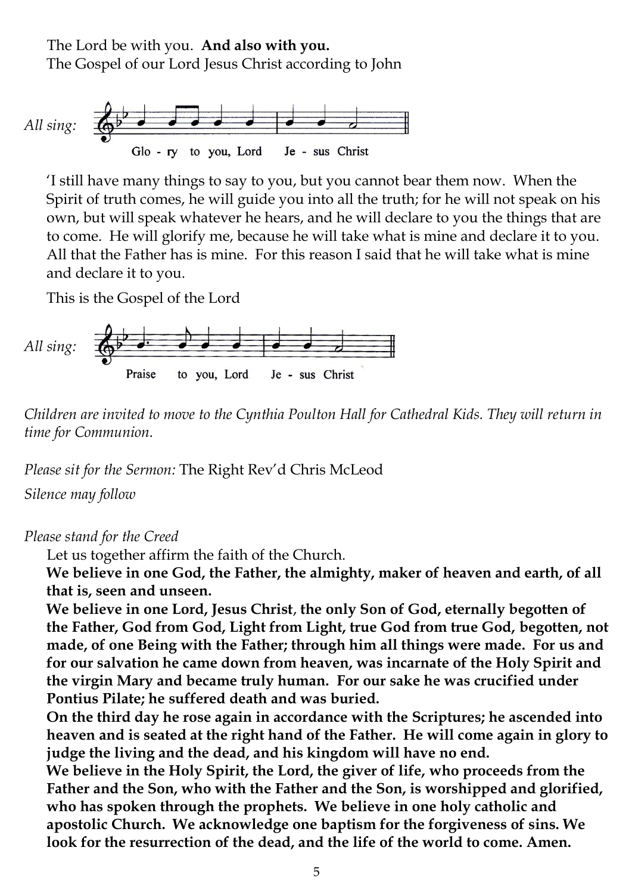The Lord be with you. **And also with you.**
The Gospel of our Lord Jesus Christ according to John

*All sing:* Glo - ry to you, Lord Je - sus Christ

'I still have many things to say to you, but you cannot bear them now. When the Spirit of truth comes, he will guide you into all the truth; for he will not speak on his own, but will speak whatever he hears, and he will declare to you the things that are to come. He will glorify me, because he will take what is mine and declare it to you. All that the Father has is mine. For this reason I said that he will take what is mine and declare it to you.

This is the Gospel of the Lord

*All sing:* Praise to you, Lord Je - sus Christ

*Children are invited to move to the Cynthia Poulton Hall for Cathedral Kids. They will return in time for Communion.*

*Please sit for the Sermon:* The Right Rev'd Chris McLeod

*Silence may follow*

*Please stand for the Creed*

Let us together affirm the faith of the Church.

**We believe in one God, the Father, the almighty, maker of heaven and earth, of all that is, seen and unseen.**

**We believe in one Lord, Jesus Christ, the only Son of God, eternally begotten of the Father, God from God, Light from Light, true God from true God, begotten, not made, of one Being with the Father; through him all things were made. For us and for our salvation he came down from heaven, was incarnate of the Holy Spirit and the virgin Mary and became truly human. For our sake he was crucified under Pontius Pilate; he suffered death and was buried.**

**On the third day he rose again in accordance with the Scriptures; he ascended into heaven and is seated at the right hand of the Father. He will come again in glory to judge the living and the dead, and his kingdom will have no end.**

**We believe in the Holy Spirit, the Lord, the giver of life, who proceeds from the Father and the Son, who with the Father and the Son, is worshipped and glorified, who has spoken through the prophets. We believe in one holy catholic and apostolic Church. We acknowledge one baptism for the forgiveness of sins. We look for the resurrection of the dead, and the life of the world to come. Amen.**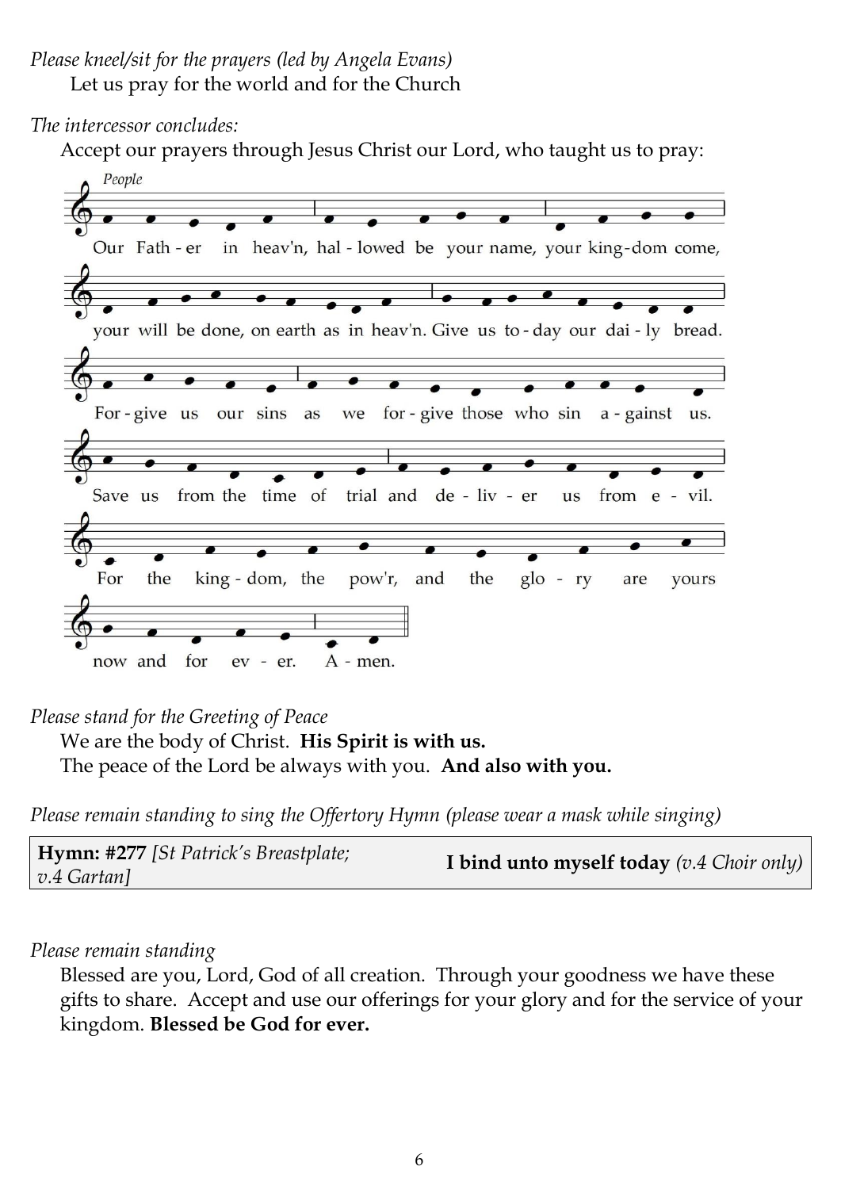*Please kneel/sit for the prayers (led by Angela Evans)*
Let us pray for the world and for the Church

*The intercessor concludes:*
Accept our prayers through Jesus Christ our Lord, who taught us to pray:

*People*

Our Father in heav'n, hallowed be your name, your kingdom come, your will be done, on earth as in heav'n. Give us today our daily bread. Forgive us our sins as we forgive those who sin against us. Save us from the time of trial and deliver us from evil. For the kingdom, the pow'r, and the glory are yours now and for ever. Amen.

*Please stand for the Greeting of Peace*
We are the body of Christ. **His Spirit is with us.**
The peace of the Lord be always with you. **And also with you.**

*Please remain standing to sing the Offertory Hymn (please wear a mask while singing)*

| **Hymn: #277** *[St Patrick's Breastplate; v.4 Gartan]* | **I bind unto myself today** *(v.4 Choir only)* |
|---|---|

*Please remain standing*
Blessed are you, Lord, God of all creation. Through your goodness we have these gifts to share. Accept and use our offerings for your glory and for the service of your kingdom. **Blessed be God for ever.**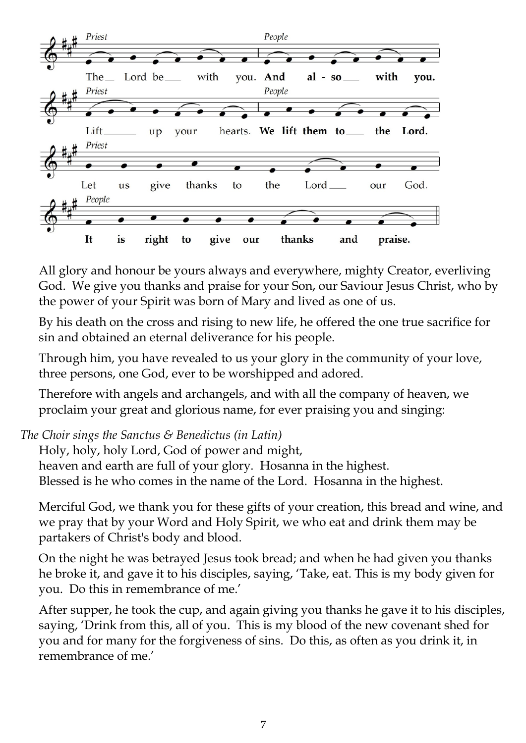*Priest*

The Lord be with you.

*People*

**And also with you.**

*Priest*

Lift up your hearts.

*People*

**We lift them to the Lord.**

*Priest*

Let us give thanks to the Lord our God.

*People*

**It is right to give our thanks and praise.**

All glory and honour be yours always and everywhere, mighty Creator, everliving God. We give you thanks and praise for your Son, our Saviour Jesus Christ, who by the power of your Spirit was born of Mary and lived as one of us.

By his death on the cross and rising to new life, he offered the one true sacrifice for sin and obtained an eternal deliverance for his people.

Through him, you have revealed to us your glory in the community of your love, three persons, one God, ever to be worshipped and adored.

Therefore with angels and archangels, and with all the company of heaven, we proclaim your great and glorious name, for ever praising you and singing:

*The Choir sings the Sanctus & Benedictus (in Latin)*

Holy, holy, holy Lord, God of power and might,
heaven and earth are full of your glory. Hosanna in the highest.
Blessed is he who comes in the name of the Lord. Hosanna in the highest.

Merciful God, we thank you for these gifts of your creation, this bread and wine, and we pray that by your Word and Holy Spirit, we who eat and drink them may be partakers of Christ's body and blood.

On the night he was betrayed Jesus took bread; and when he had given you thanks he broke it, and gave it to his disciples, saying, 'Take, eat. This is my body given for you. Do this in remembrance of me.'

After supper, he took the cup, and again giving you thanks he gave it to his disciples, saying, 'Drink from this, all of you. This is my blood of the new covenant shed for you and for many for the forgiveness of sins. Do this, as often as you drink it, in remembrance of me.'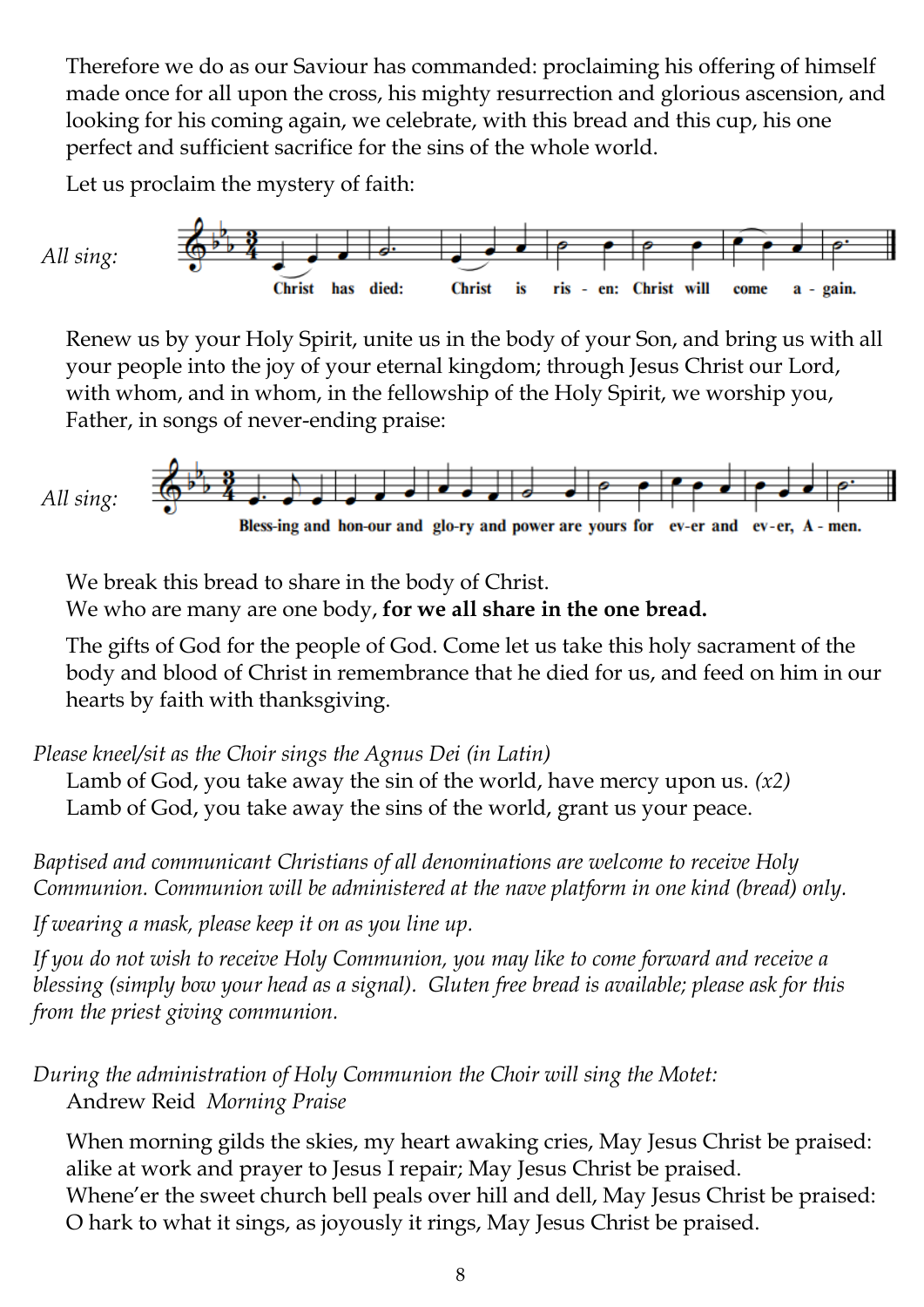Therefore we do as our Saviour has commanded: proclaiming his offering of himself made once for all upon the cross, his mighty resurrection and glorious ascension, and looking for his coming again, we celebrate, with this bread and this cup, his one perfect and sufficient sacrifice for the sins of the whole world.

Let us proclaim the mystery of faith:

*All sing:* Christ has died: Christ is ris - en: Christ will come a - gain.

Renew us by your Holy Spirit, unite us in the body of your Son, and bring us with all your people into the joy of your eternal kingdom; through Jesus Christ our Lord, with whom, and in whom, in the fellowship of the Holy Spirit, we worship you, Father, in songs of never-ending praise:

*All sing:* Bless-ing and hon-our and glo-ry and power are yours for ev-er and ev-er, A - men.

We break this bread to share in the body of Christ.
We who are many are one body, **for we all share in the one bread.**

The gifts of God for the people of God. Come let us take this holy sacrament of the body and blood of Christ in remembrance that he died for us, and feed on him in our hearts by faith with thanksgiving.

*Please kneel/sit as the Choir sings the Agnus Dei (in Latin)*
Lamb of God, you take away the sin of the world, have mercy upon us. *(x2)*
Lamb of God, you take away the sins of the world, grant us your peace.

*Baptised and communicant Christians of all denominations are welcome to receive Holy Communion. Communion will be administered at the nave platform in one kind (bread) only.*

*If wearing a mask, please keep it on as you line up.*

*If you do not wish to receive Holy Communion, you may like to come forward and receive a blessing (simply bow your head as a signal). Gluten free bread is available; please ask for this from the priest giving communion.*

*During the administration of Holy Communion the Choir will sing the Motet:*
Andrew Reid *Morning Praise*

When morning gilds the skies, my heart awaking cries, May Jesus Christ be praised:
alike at work and prayer to Jesus I repair; May Jesus Christ be praised.
Whene'er the sweet church bell peals over hill and dell, May Jesus Christ be praised:
O hark to what it sings, as joyously it rings, May Jesus Christ be praised.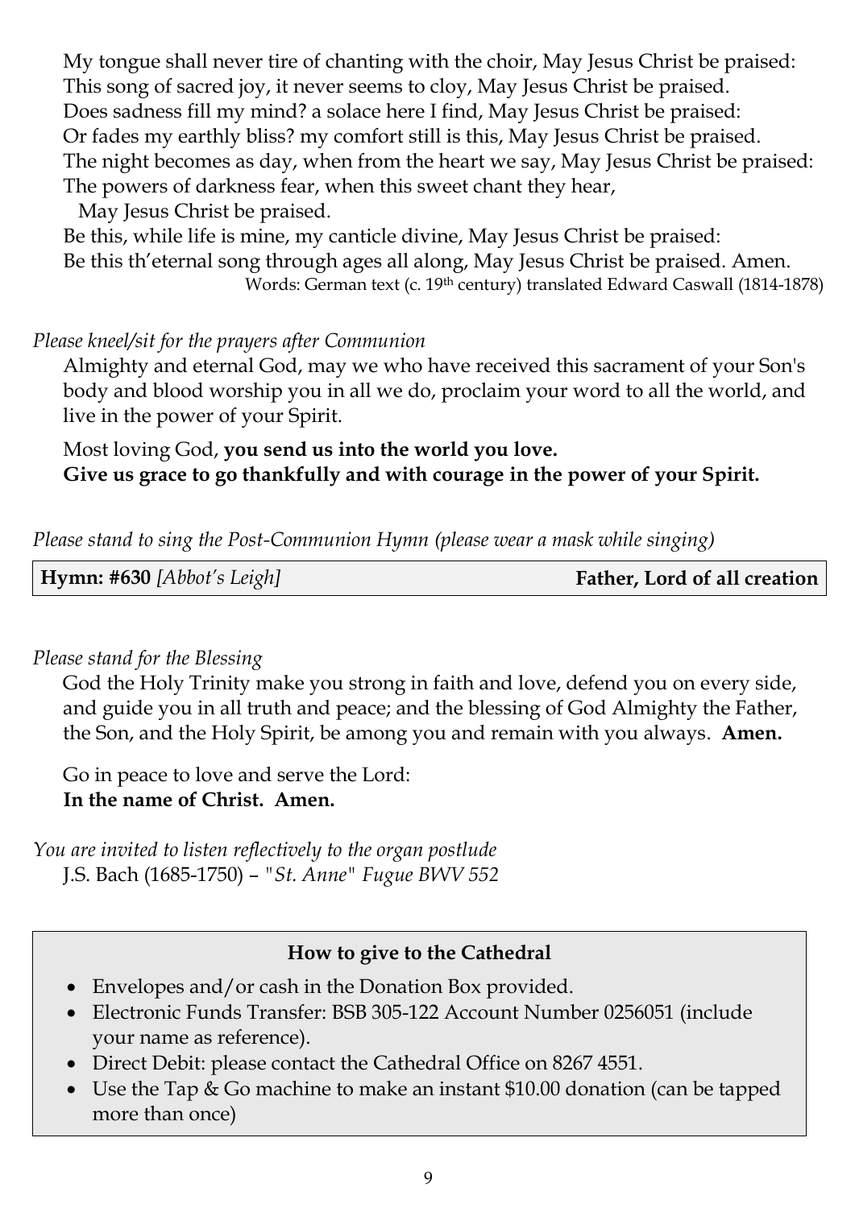My tongue shall never tire of chanting with the choir, May Jesus Christ be praised:
This song of sacred joy, it never seems to cloy, May Jesus Christ be praised.
Does sadness fill my mind? a solace here I find, May Jesus Christ be praised:
Or fades my earthly bliss? my comfort still is this, May Jesus Christ be praised.
The night becomes as day, when from the heart we say, May Jesus Christ be praised:
The powers of darkness fear, when this sweet chant they hear,
May Jesus Christ be praised.
Be this, while life is mine, my canticle divine, May Jesus Christ be praised:
Be this th'eternal song through ages all along, May Jesus Christ be praised. Amen.

Words: German text (c. 19th century) translated Edward Caswall (1814-1878)

*Please kneel/sit for the prayers after Communion*

Almighty and eternal God, may we who have received this sacrament of your Son's body and blood worship you in all we do, proclaim your word to all the world, and live in the power of your Spirit.

Most loving God, **you send us into the world you love.**
**Give us grace to go thankfully and with courage in the power of your Spirit.**

*Please stand to sing the Post-Communion Hymn (please wear a mask while singing)*

**Hymn: #630** *[Abbot's Leigh]* **Father, Lord of all creation**

*Please stand for the Blessing*

God the Holy Trinity make you strong in faith and love, defend you on every side, and guide you in all truth and peace; and the blessing of God Almighty the Father, the Son, and the Holy Spirit, be among you and remain with you always. **Amen.**

Go in peace to love and serve the Lord:
**In the name of Christ. Amen.**

*You are invited to listen reflectively to the organ postlude*
J.S. Bach (1685-1750) – *"St. Anne" Fugue BWV 552*

**How to give to the Cathedral**

- Envelopes and/or cash in the Donation Box provided.
- Electronic Funds Transfer: BSB 305-122 Account Number 0256051 (include your name as reference).
- Direct Debit: please contact the Cathedral Office on 8267 4551.
- Use the Tap & Go machine to make an instant $10.00 donation (can be tapped more than once)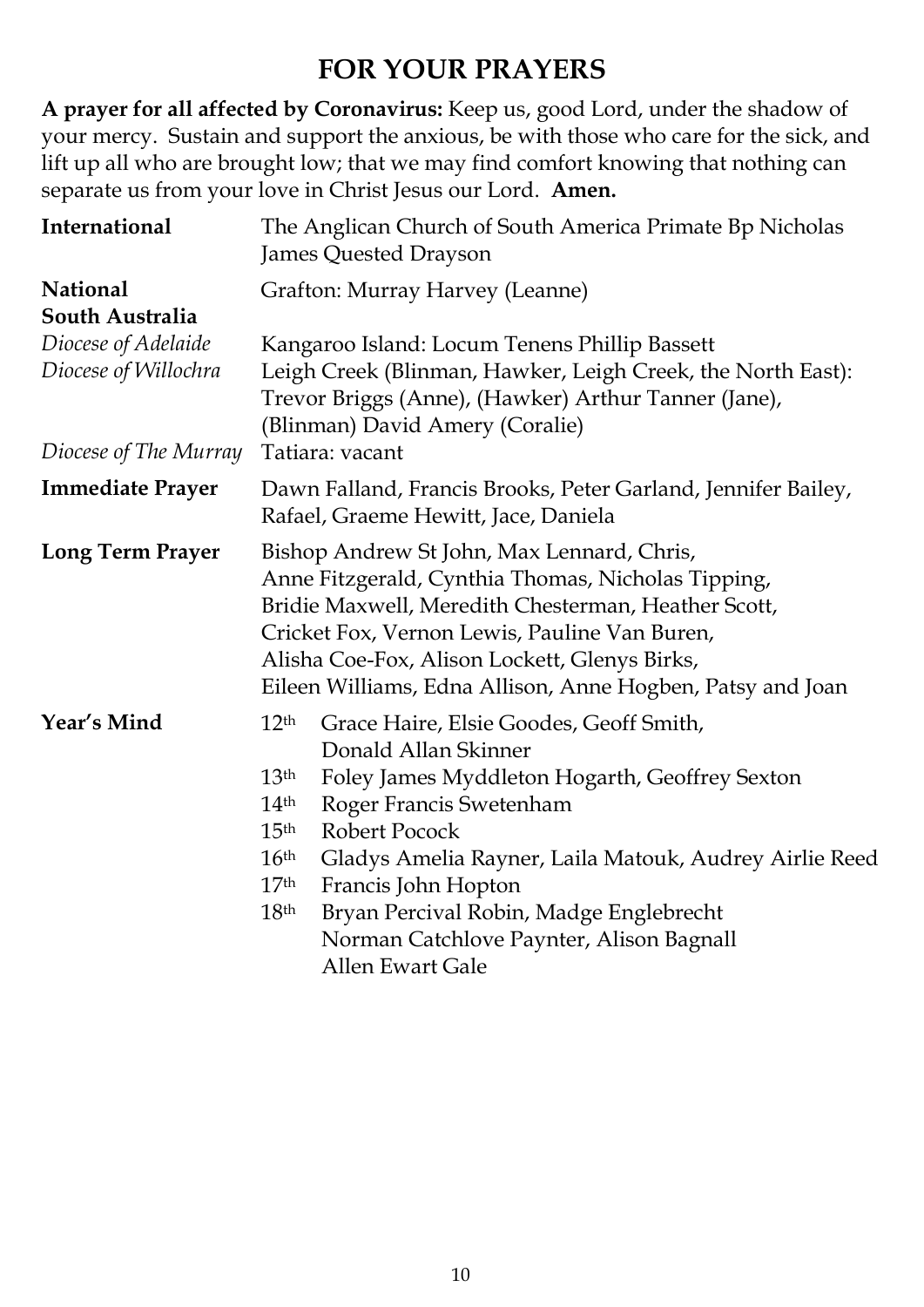# FOR YOUR PRAYERS

**A prayer for all affected by Coronavirus:** Keep us, good Lord, under the shadow of your mercy. Sustain and support the anxious, be with those who care for the sick, and lift up all who are brought low; that we may find comfort knowing that nothing can separate us from your love in Christ Jesus our Lord. **Amen.**

**International**
The Anglican Church of South America Primate Bp Nicholas James Quested Drayson

**National**
Grafton: Murray Harvey (Leanne)

**South Australia**

*Diocese of Adelaide*
Kangaroo Island: Locum Tenens Phillip Bassett

*Diocese of Willochra*
Leigh Creek (Blinman, Hawker, Leigh Creek, the North East): Trevor Briggs (Anne), (Hawker) Arthur Tanner (Jane), (Blinman) David Amery (Coralie)

*Diocese of The Murray*
Tatiara: vacant

**Immediate Prayer**
Dawn Falland, Francis Brooks, Peter Garland, Jennifer Bailey, Rafael, Graeme Hewitt, Jace, Daniela

**Long Term Prayer**
Bishop Andrew St John, Max Lennard, Chris, Anne Fitzgerald, Cynthia Thomas, Nicholas Tipping, Bridie Maxwell, Meredith Chesterman, Heather Scott, Cricket Fox, Vernon Lewis, Pauline Van Buren, Alisha Coe-Fox, Alison Lockett, Glenys Birks, Eileen Williams, Edna Allison, Anne Hogben, Patsy and Joan

**Year's Mind**

- 12th Grace Haire, Elsie Goodes, Geoff Smith, Donald Allan Skinner
- 13th Foley James Myddleton Hogarth, Geoffrey Sexton
- 14th Roger Francis Swetenham
- 15th Robert Pocock
- 16th Gladys Amelia Rayner, Laila Matouk, Audrey Airlie Reed
- 17th Francis John Hopton
- 18th Bryan Percival Robin, Madge Englebrecht Norman Catchlove Paynter, Alison Bagnall Allen Ewart Gale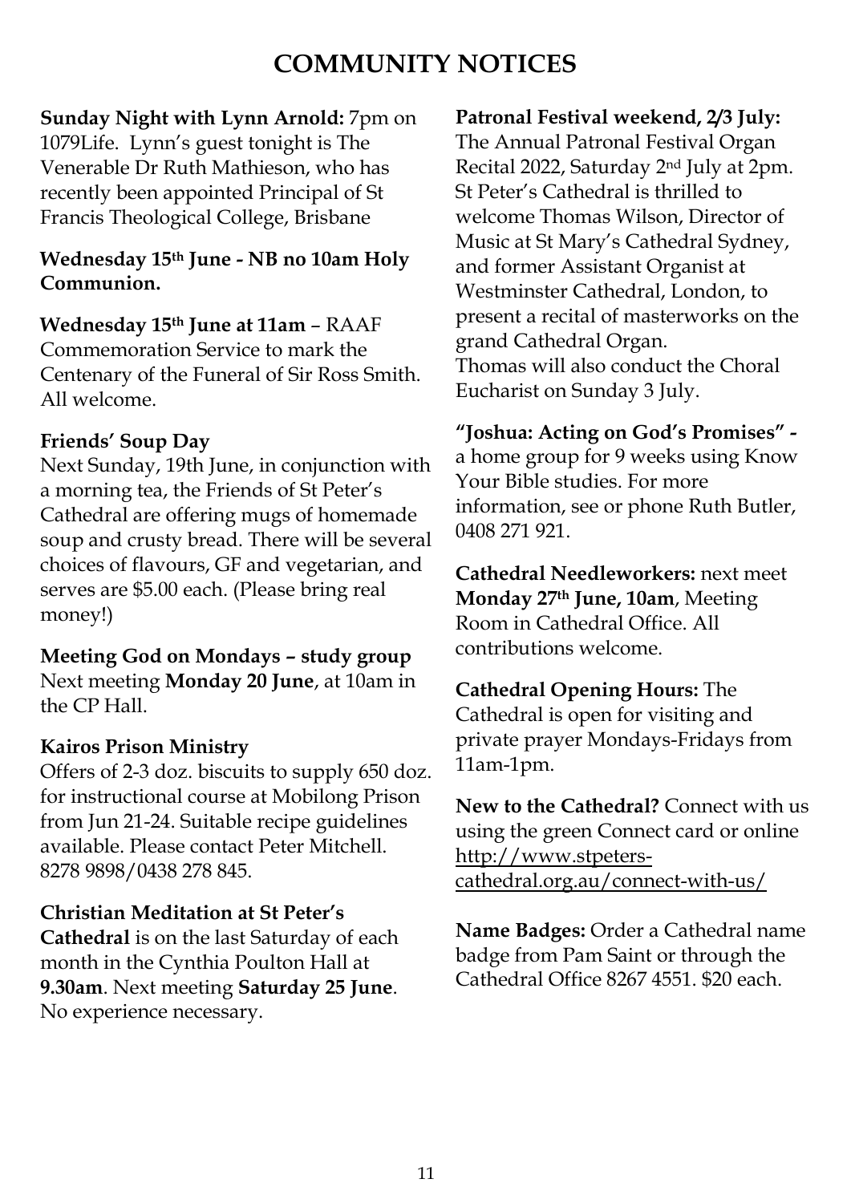# COMMUNITY NOTICES

**Sunday Night with Lynn Arnold:** 7pm on 1079Life. Lynn's guest tonight is The Venerable Dr Ruth Mathieson, who has recently been appointed Principal of St Francis Theological College, Brisbane

**Wednesday 15th June - NB no 10am Holy Communion.**

**Wednesday 15th June at 11am** – RAAF Commemoration Service to mark the Centenary of the Funeral of Sir Ross Smith. All welcome.

**Friends' Soup Day**
Next Sunday, 19th June, in conjunction with a morning tea, the Friends of St Peter's Cathedral are offering mugs of homemade soup and crusty bread. There will be several choices of flavours, GF and vegetarian, and serves are $5.00 each. (Please bring real money!)

**Meeting God on Mondays – study group**
Next meeting **Monday 20 June**, at 10am in the CP Hall.

**Kairos Prison Ministry**
Offers of 2-3 doz. biscuits to supply 650 doz. for instructional course at Mobilong Prison from Jun 21-24. Suitable recipe guidelines available. Please contact Peter Mitchell. 8278 9898/0438 278 845.

**Christian Meditation at St Peter's Cathedral** is on the last Saturday of each month in the Cynthia Poulton Hall at **9.30am**. Next meeting **Saturday 25 June**. No experience necessary.

**Patronal Festival weekend, 2/3 July:**
The Annual Patronal Festival Organ Recital 2022, Saturday 2nd July at 2pm. St Peter's Cathedral is thrilled to welcome Thomas Wilson, Director of Music at St Mary's Cathedral Sydney, and former Assistant Organist at Westminster Cathedral, London, to present a recital of masterworks on the grand Cathedral Organ.
Thomas will also conduct the Choral Eucharist on Sunday 3 July.

**"Joshua: Acting on God's Promises" -** a home group for 9 weeks using Know Your Bible studies. For more information, see or phone Ruth Butler, 0408 271 921.

**Cathedral Needleworkers:** next meet **Monday 27th June, 10am**, Meeting Room in Cathedral Office. All contributions welcome.

**Cathedral Opening Hours:** The Cathedral is open for visiting and private prayer Mondays-Fridays from 11am-1pm.

**New to the Cathedral?** Connect with us using the green Connect card or online http://www.stpeters-cathedral.org.au/connect-with-us/

**Name Badges:** Order a Cathedral name badge from Pam Saint or through the Cathedral Office 8267 4551. $20 each.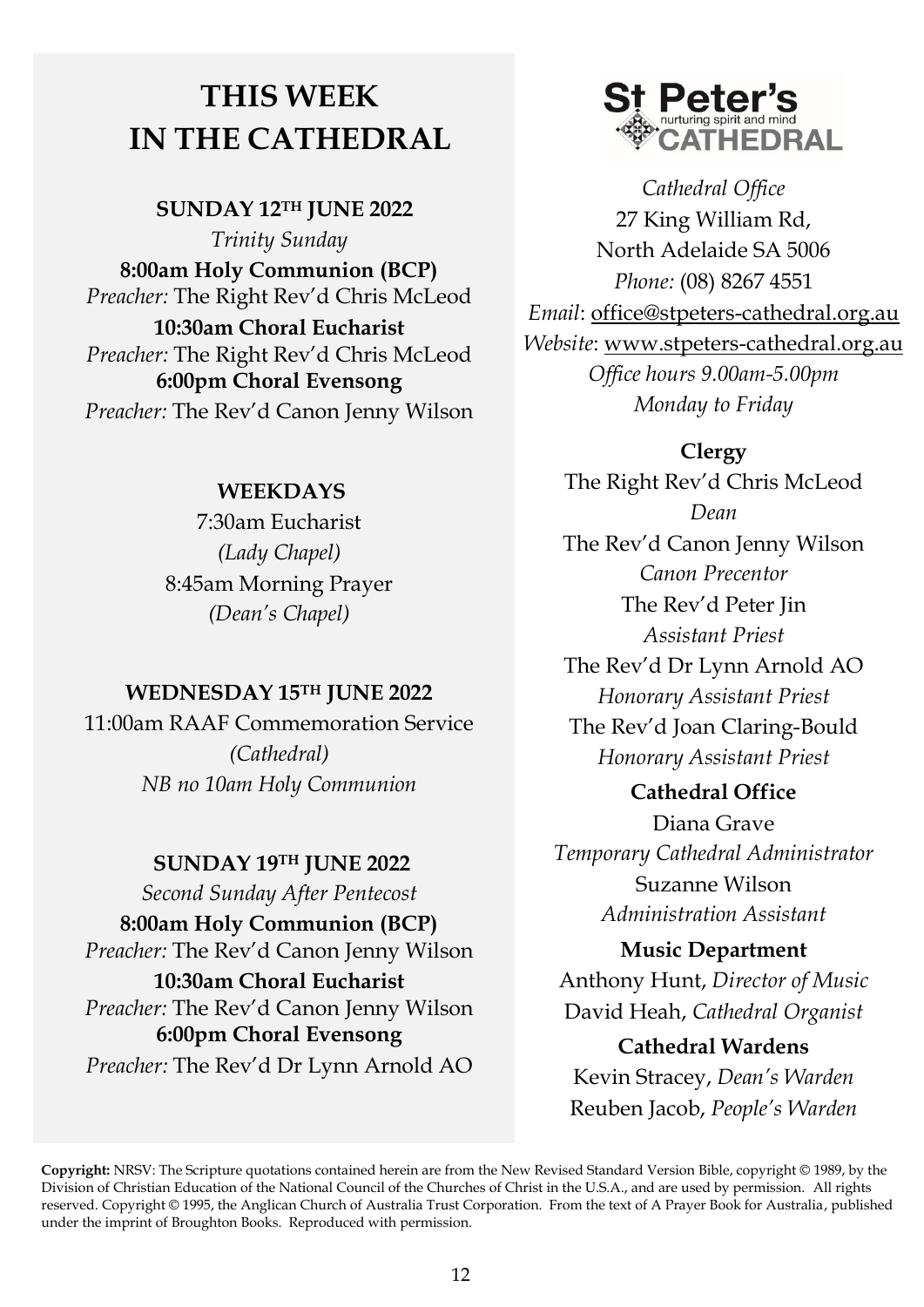# THIS WEEK IN THE CATHEDRAL

**SUNDAY 12TH JUNE 2022**

*Trinity Sunday*

**8:00am Holy Communion (BCP)**

*Preacher:* The Right Rev'd Chris McLeod

**10:30am Choral Eucharist**

*Preacher:* The Right Rev'd Chris McLeod

**6:00pm Choral Evensong**

*Preacher:* The Rev'd Canon Jenny Wilson

**WEEKDAYS**

7:30am Eucharist

*(Lady Chapel)*

8:45am Morning Prayer

*(Dean's Chapel)*

**WEDNESDAY 15TH JUNE 2022**

11:00am RAAF Commemoration Service

*(Cathedral)*

*NB no 10am Holy Communion*

**SUNDAY 19TH JUNE 2022**

*Second Sunday After Pentecost*

**8:00am Holy Communion (BCP)**

*Preacher:* The Rev'd Canon Jenny Wilson

**10:30am Choral Eucharist**

*Preacher:* The Rev'd Canon Jenny Wilson

**6:00pm Choral Evensong**

*Preacher:* The Rev'd Dr Lynn Arnold AO

St Peter's CATHEDRAL
nurturing spirit and mind

*Cathedral Office*

27 King William Rd,

North Adelaide SA 5006

*Phone:* (08) 8267 4551

*Email*: office@stpeters-cathedral.org.au

*Website*: www.stpeters-cathedral.org.au

*Office hours 9.00am-5.00pm*

*Monday to Friday*

**Clergy**

The Right Rev'd Chris McLeod

*Dean*

The Rev'd Canon Jenny Wilson

*Canon Precentor*

The Rev'd Peter Jin

*Assistant Priest*

The Rev'd Dr Lynn Arnold AO

*Honorary Assistant Priest*

The Rev'd Joan Claring-Bould

*Honorary Assistant Priest*

**Cathedral Office**

Diana Grave

*Temporary Cathedral Administrator*

Suzanne Wilson

*Administration Assistant*

**Music Department**

Anthony Hunt, *Director of Music*

David Heah, *Cathedral Organist*

**Cathedral Wardens**

Kevin Stracey, *Dean's Warden*

Reuben Jacob, *People's Warden*

**Copyright:** NRSV: The Scripture quotations contained herein are from the New Revised Standard Version Bible, copyright © 1989, by the Division of Christian Education of the National Council of the Churches of Christ in the U.S.A., and are used by permission. All rights reserved. Copyright © 1995, the Anglican Church of Australia Trust Corporation. From the text of A Prayer Book for Australia, published under the imprint of Broughton Books. Reproduced with permission.